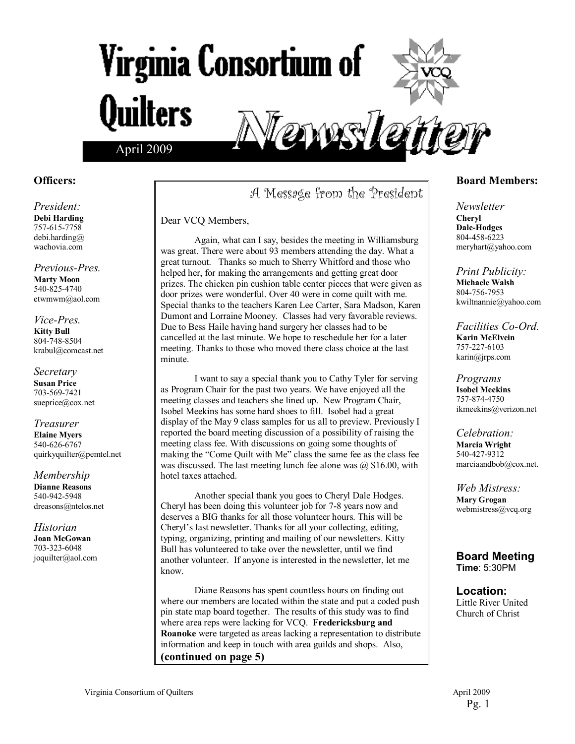# Virginia Consortium of Quilters Newsletter

April 2009

## Officers:

*President:*
**Debi Harding**
757-615-7758
debi.harding@wachovia.com

*Previous-Pres.*
**Marty Moon**
540-825-4740
etwmwm@aol.com

*Vice-Pres.*
**Kitty Bull**
804-748-8504
krabul@comcast.net

*Secretary*
**Susan Price**
703-569-7421
sueprice@cox.net

*Treasurer*
**Elaine Myers**
540-626-6767
quirkyquilter@pemtel.net

*Membership*
**Dianne Reasons**
540-942-5948
dreasons@ntelos.net

*Historian*
**Joan McGowan**
703-323-6048
joquilter@aol.com

## A Message from the President

Dear VCQ Members,

Again, what can I say, besides the meeting in Williamsburg was great. There were about 93 members attending the day. What a great turnout. Thanks so much to Sherry Whitford and those who helped her, for making the arrangements and getting great door prizes. The chicken pin cushion table center pieces that were given as door prizes were wonderful. Over 40 were in come quilt with me. Special thanks to the teachers Karen Lee Carter, Sara Madson, Karen Dumont and Lorraine Mooney. Classes had very favorable reviews. Due to Bess Haile having hand surgery her classes had to be cancelled at the last minute. We hope to reschedule her for a later meeting. Thanks to those who moved there class choice at the last minute.

I want to say a special thank you to Cathy Tyler for serving as Program Chair for the past two years. We have enjoyed all the meeting classes and teachers she lined up. New Program Chair, Isobel Meekins has some hard shoes to fill. Isobel had a great display of the May 9 class samples for us all to preview. Previously I reported the board meeting discussion of a possibility of raising the meeting class fee. With discussions on going some thoughts of making the "Come Quilt with Me" class the same fee as the class fee was discussed. The last meeting lunch fee alone was @ $16.00, with hotel taxes attached.

Another special thank you goes to Cheryl Dale Hodges. Cheryl has been doing this volunteer job for 7-8 years now and deserves a BIG thanks for all those volunteer hours. This will be Cheryl's last newsletter. Thanks for all your collecting, editing, typing, organizing, printing and mailing of our newsletters. Kitty Bull has volunteered to take over the newsletter, until we find another volunteer. If anyone is interested in the newsletter, let me know.

Diane Reasons has spent countless hours on finding out where our members are located within the state and put a coded push pin state map board together. The results of this study was to find where area reps were lacking for VCQ. **Fredericksburg and Roanoke** were targeted as areas lacking a representation to distribute information and keep in touch with area guilds and shops. Also,

**(continued on page 5)**

## Board Members:

*Newsletter*
**Cheryl Dale-Hodges**
804-458-6223
meryhart@yahoo.com

*Print Publicity:*
**Michaele Walsh**
804-756-7953
kwiltnannie@yahoo.com

*Facilities Co-Ord.*
**Karin McElvein**
757-227-6103
karin@jrps.com

*Programs*
**Isobel Meekins**
757-874-4750
ikmeekins@verizon.net

*Celebration:*
**Marcia Wright**
540-427-9312
marciaandbob@cox.net.

*Web Mistress:*
**Mary Grogan**
webmistress@vcq.org

**Board Meeting**
**Time**: 5:30PM

**Location:**
Little River United Church of Christ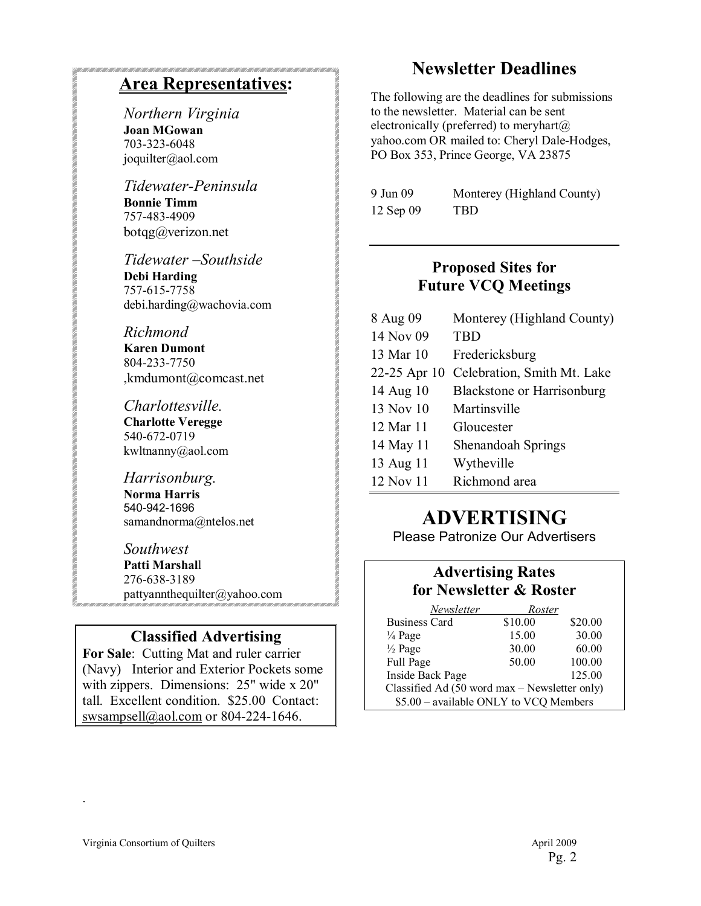## Area Representatives:

*Northern Virginia*
**Joan MGowan**
703-323-6048
joquilter@aol.com

*Tidewater-Peninsula*
**Bonnie Timm**
757-483-4909
botqg@verizon.net

*Tidewater –Southside*
**Debi Harding**
757-615-7758
debi.harding@wachovia.com

*Richmond*
**Karen Dumont**
804-233-7750
,kmdumont@comcast.net

*Charlottesville.*
**Charlotte Veregge**
540-672-0719
kwltnanny@aol.com

*Harrisonburg.*
**Norma Harris**
540-942-1696
samandnorma@ntelos.net

*Southwest*
**Patti Marshall**
276-638-3189
pattyannthequilter@yahoo.com

### Classified Advertising

**For Sale**: Cutting Mat and ruler carrier (Navy) Interior and Exterior Pockets some with zippers. Dimensions: 25" wide x 20" tall. Excellent condition. $25.00 Contact: swsampsell@aol.com or 804-224-1646.

## Newsletter Deadlines

The following are the deadlines for submissions to the newsletter. Material can be sent electronically (preferred) to meryhart@ yahoo.com OR mailed to: Cheryl Dale-Hodges, PO Box 353, Prince George, VA 23875

| | |
|---|---|
| 9 Jun 09 | Monterey (Highland County) |
| 12 Sep 09 | TBD |

### Proposed Sites for Future VCQ Meetings

| | |
|---|---|
| 8 Aug 09 | Monterey (Highland County) |
| 14 Nov 09 | TBD |
| 13 Mar 10 | Fredericksburg |
| 22-25 Apr 10 | Celebration, Smith Mt. Lake |
| 14 Aug 10 | Blackstone or Harrisonburg |
| 13 Nov 10 | Martinsville |
| 12 Mar 11 | Gloucester |
| 14 May 11 | Shenandoah Springs |
| 13 Aug 11 | Wytheville |
| 12 Nov 11 | Richmond area |

# ADVERTISING

Please Patronize Our Advertisers

### Advertising Rates for Newsletter & Roster

| | *Newsletter* | *Roster* |
|---|---|---|
| Business Card | $10.00 | $20.00 |
| ¼ Page | 15.00 | 30.00 |
| ½ Page | 30.00 | 60.00 |
| Full Page | 50.00 | 100.00 |
| Inside Back Page | | 125.00 |

Classified Ad (50 word max – Newsletter only)
$5.00 – available ONLY to VCQ Members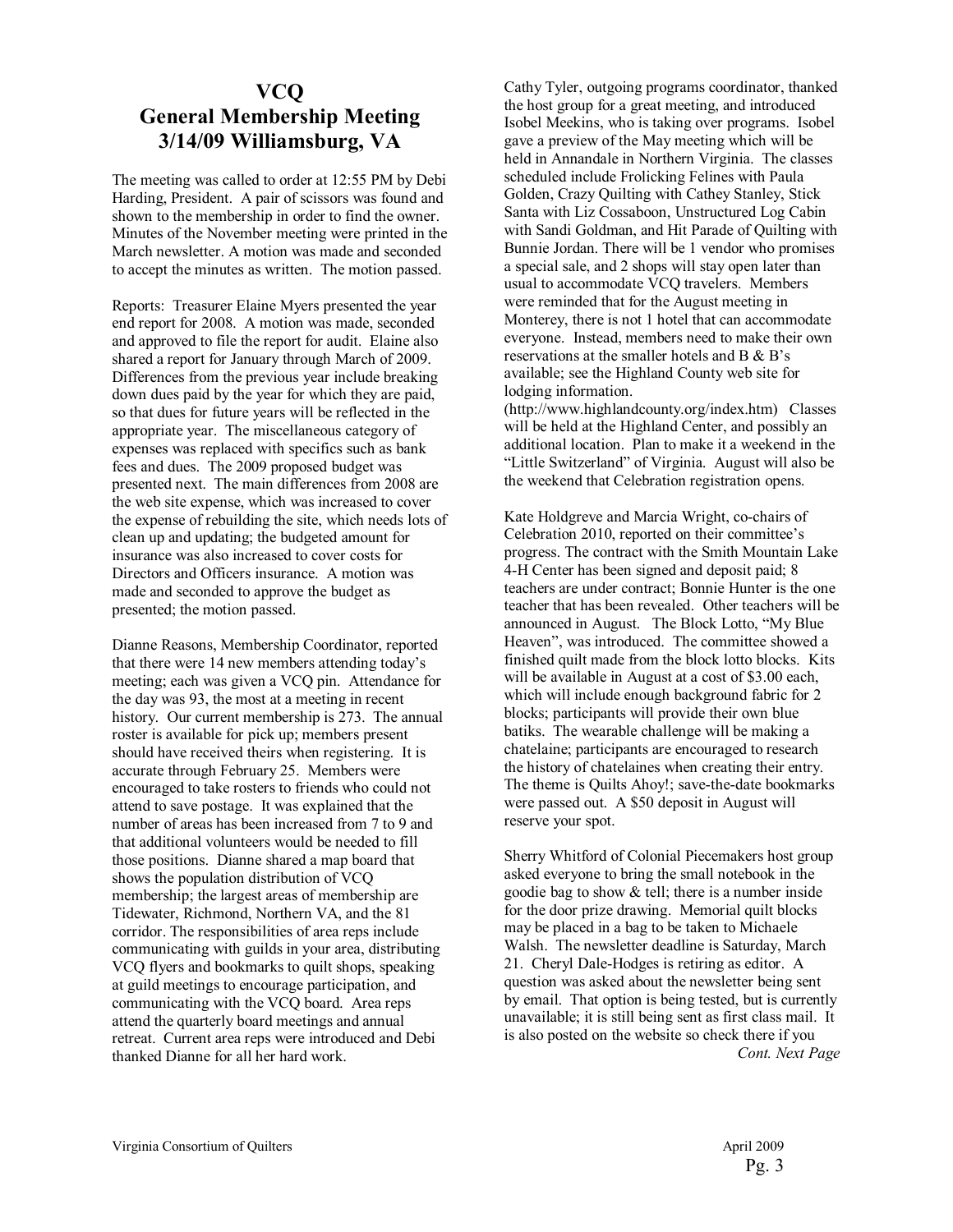# VCQ
# General Membership Meeting
# 3/14/09 Williamsburg, VA

The meeting was called to order at 12:55 PM by Debi Harding, President. A pair of scissors was found and shown to the membership in order to find the owner. Minutes of the November meeting were printed in the March newsletter. A motion was made and seconded to accept the minutes as written. The motion passed.

Reports: Treasurer Elaine Myers presented the year end report for 2008. A motion was made, seconded and approved to file the report for audit. Elaine also shared a report for January through March of 2009. Differences from the previous year include breaking down dues paid by the year for which they are paid, so that dues for future years will be reflected in the appropriate year. The miscellaneous category of expenses was replaced with specifics such as bank fees and dues. The 2009 proposed budget was presented next. The main differences from 2008 are the web site expense, which was increased to cover the expense of rebuilding the site, which needs lots of clean up and updating; the budgeted amount for insurance was also increased to cover costs for Directors and Officers insurance. A motion was made and seconded to approve the budget as presented; the motion passed.

Dianne Reasons, Membership Coordinator, reported that there were 14 new members attending today's meeting; each was given a VCQ pin. Attendance for the day was 93, the most at a meeting in recent history. Our current membership is 273. The annual roster is available for pick up; members present should have received theirs when registering. It is accurate through February 25. Members were encouraged to take rosters to friends who could not attend to save postage. It was explained that the number of areas has been increased from 7 to 9 and that additional volunteers would be needed to fill those positions. Dianne shared a map board that shows the population distribution of VCQ membership; the largest areas of membership are Tidewater, Richmond, Northern VA, and the 81 corridor. The responsibilities of area reps include communicating with guilds in your area, distributing VCQ flyers and bookmarks to quilt shops, speaking at guild meetings to encourage participation, and communicating with the VCQ board. Area reps attend the quarterly board meetings and annual retreat. Current area reps were introduced and Debi thanked Dianne for all her hard work.

Cathy Tyler, outgoing programs coordinator, thanked the host group for a great meeting, and introduced Isobel Meekins, who is taking over programs. Isobel gave a preview of the May meeting which will be held in Annandale in Northern Virginia. The classes scheduled include Frolicking Felines with Paula Golden, Crazy Quilting with Cathey Stanley, Stick Santa with Liz Cossaboon, Unstructured Log Cabin with Sandi Goldman, and Hit Parade of Quilting with Bunnie Jordan. There will be 1 vendor who promises a special sale, and 2 shops will stay open later than usual to accommodate VCQ travelers. Members were reminded that for the August meeting in Monterey, there is not 1 hotel that can accommodate everyone. Instead, members need to make their own reservations at the smaller hotels and B & B's available; see the Highland County web site for lodging information. (http://www.highlandcounty.org/index.htm) Classes will be held at the Highland Center, and possibly an additional location. Plan to make it a weekend in the "Little Switzerland" of Virginia. August will also be the weekend that Celebration registration opens.

Kate Holdgreve and Marcia Wright, co-chairs of Celebration 2010, reported on their committee's progress. The contract with the Smith Mountain Lake 4-H Center has been signed and deposit paid; 8 teachers are under contract; Bonnie Hunter is the one teacher that has been revealed. Other teachers will be announced in August. The Block Lotto, "My Blue Heaven", was introduced. The committee showed a finished quilt made from the block lotto blocks. Kits will be available in August at a cost of $3.00 each, which will include enough background fabric for 2 blocks; participants will provide their own blue batiks. The wearable challenge will be making a chatelaine; participants are encouraged to research the history of chatelaines when creating their entry. The theme is Quilts Ahoy!; save-the-date bookmarks were passed out. A $50 deposit in August will reserve your spot.

Sherry Whitford of Colonial Piecemakers host group asked everyone to bring the small notebook in the goodie bag to show & tell; there is a number inside for the door prize drawing. Memorial quilt blocks may be placed in a bag to be taken to Michaele Walsh. The newsletter deadline is Saturday, March 21. Cheryl Dale-Hodges is retiring as editor. A question was asked about the newsletter being sent by email. That option is being tested, but is currently unavailable; it is still being sent as first class mail. It is also posted on the website so check there if you

*Cont. Next Page*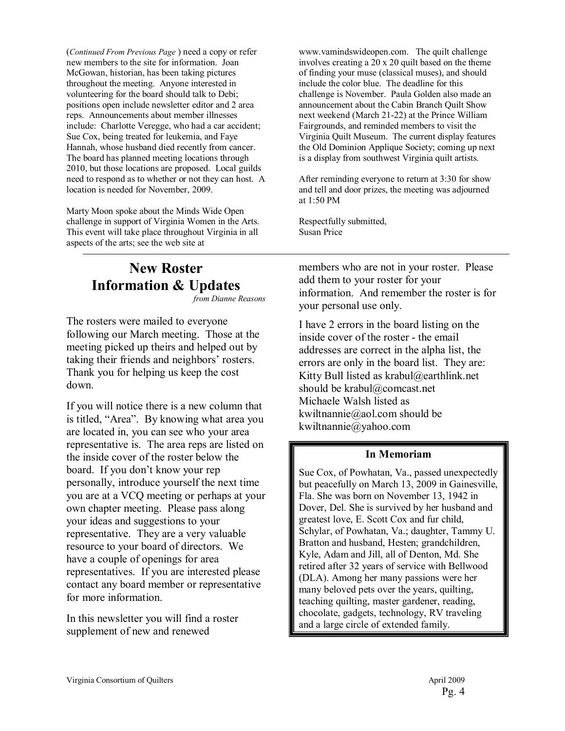(*Continued From Previous Page* ) need a copy or refer new members to the site for information. Joan McGowan, historian, has been taking pictures throughout the meeting. Anyone interested in volunteering for the board should talk to Debi; positions open include newsletter editor and 2 area reps. Announcements about member illnesses include: Charlotte Veregge, who had a car accident; Sue Cox, being treated for leukemia, and Faye Hannah, whose husband died recently from cancer. The board has planned meeting locations through 2010, but those locations are proposed. Local guilds need to respond as to whether or not they can host. A location is needed for November, 2009.

Marty Moon spoke about the Minds Wide Open challenge in support of Virginia Women in the Arts. This event will take place throughout Virginia in all aspects of the arts; see the web site at www.vamindswideopen.com. The quilt challenge involves creating a 20 x 20 quilt based on the theme of finding your muse (classical muses), and should include the color blue. The deadline for this challenge is November. Paula Golden also made an announcement about the Cabin Branch Quilt Show next weekend (March 21-22) at the Prince William Fairgrounds, and reminded members to visit the Virginia Quilt Museum. The current display features the Old Dominion Applique Society; coming up next is a display from southwest Virginia quilt artists.

After reminding everyone to return at 3:30 for show and tell and door prizes, the meeting was adjourned at 1:50 PM

Respectfully submitted,
Susan Price

---

## New Roster Information & Updates

*from Dianne Reasons*

The rosters were mailed to everyone following our March meeting. Those at the meeting picked up theirs and helped out by taking their friends and neighbors' rosters. Thank you for helping us keep the cost down.

If you will notice there is a new column that is titled, "Area". By knowing what area you are located in, you can see who your area representative is. The area reps are listed on the inside cover of the roster below the board. If you don't know your rep personally, introduce yourself the next time you are at a VCQ meeting or perhaps at your own chapter meeting. Please pass along your ideas and suggestions to your representative. They are a very valuable resource to your board of directors. We have a couple of openings for area representatives. If you are interested please contact any board member or representative for more information.

In this newsletter you will find a roster supplement of new and renewed members who are not in your roster. Please add them to your roster for your information. And remember the roster is for your personal use only.

I have 2 errors in the board listing on the inside cover of the roster - the email addresses are correct in the alpha list, the errors are only in the board list. They are:
Kitty Bull listed as krabul@earthlink.net should be krabul@comcast.net
Michaele Walsh listed as kwiltnannie@aol.com should be kwiltnannie@yahoo.com

### In Memoriam

Sue Cox, of Powhatan, Va., passed unexpectedly but peacefully on March 13, 2009 in Gainesville, Fla. She was born on November 13, 1942 in Dover, Del. She is survived by her husband and greatest love, E. Scott Cox and fur child, Schylar, of Powhatan, Va.; daughter, Tammy U. Bratton and husband, Hesten; grandchildren, Kyle, Adam and Jill, all of Denton, Md. She retired after 32 years of service with Bellwood (DLA). Among her many passions were her many beloved pets over the years, quilting, teaching quilting, master gardener, reading, chocolate, gadgets, technology, RV traveling and a large circle of extended family.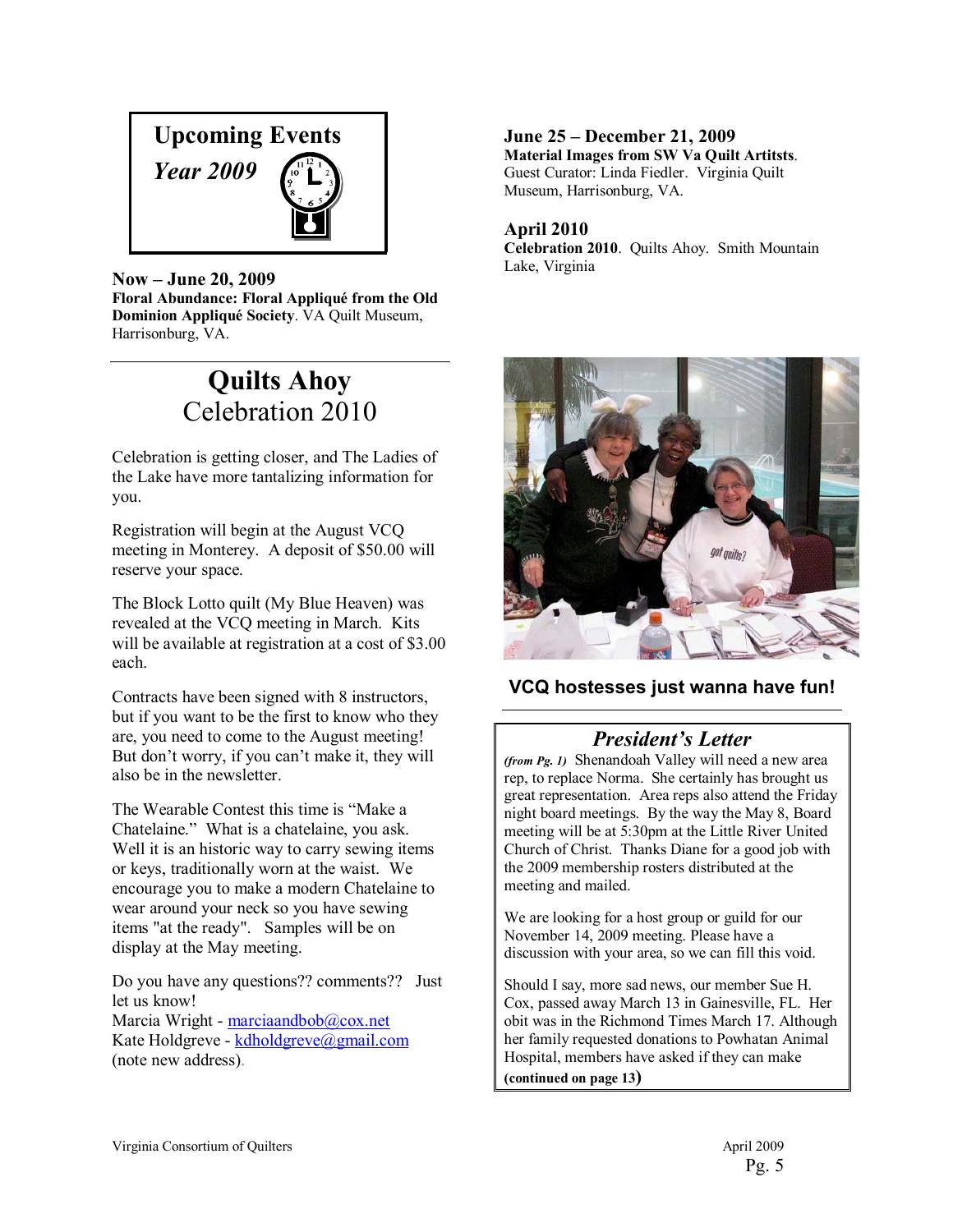## Upcoming Events

***Year 2009***

**Now – June 20, 2009**
**Floral Abundance: Floral Appliqué from the Old Dominion Appliqué Society**. VA Quilt Museum, Harrisonburg, VA.

**June 25 – December 21, 2009**
**Material Images from SW Va Quilt Artitsts**. Guest Curator: Linda Fiedler. Virginia Quilt Museum, Harrisonburg, VA.

**April 2010**
**Celebration 2010**. Quilts Ahoy. Smith Mountain Lake, Virginia

---

# Quilts Ahoy
## Celebration 2010

Celebration is getting closer, and The Ladies of the Lake have more tantalizing information for you.

Registration will begin at the August VCQ meeting in Monterey. A deposit of $50.00 will reserve your space.

The Block Lotto quilt (My Blue Heaven) was revealed at the VCQ meeting in March. Kits will be available at registration at a cost of $3.00 each.

Contracts have been signed with 8 instructors, but if you want to be the first to know who they are, you need to come to the August meeting! But don't worry, if you can't make it, they will also be in the newsletter.

The Wearable Contest this time is "Make a Chatelaine." What is a chatelaine, you ask. Well it is an historic way to carry sewing items or keys, traditionally worn at the waist. We encourage you to make a modern Chatelaine to wear around your neck so you have sewing items "at the ready". Samples will be on display at the May meeting.

Do you have any questions?? comments?? Just let us know!
Marcia Wright - marciaandbob@cox.net
Kate Holdgreve - kdholdgreve@gmail.com
(note new address).

**VCQ hostesses just wanna have fun!**

---

## *President's Letter*

*(from Pg. 1)* Shenandoah Valley will need a new area rep, to replace Norma. She certainly has brought us great representation. Area reps also attend the Friday night board meetings. By the way the May 8, Board meeting will be at 5:30pm at the Little River United Church of Christ. Thanks Diane for a good job with the 2009 membership rosters distributed at the meeting and mailed.

We are looking for a host group or guild for our November 14, 2009 meeting. Please have a discussion with your area, so we can fill this void.

Should I say, more sad news, our member Sue H. Cox, passed away March 13 in Gainesville, FL. Her obit was in the Richmond Times March 17. Although her family requested donations to Powhatan Animal Hospital, members have asked if they can make

**(continued on page 13)**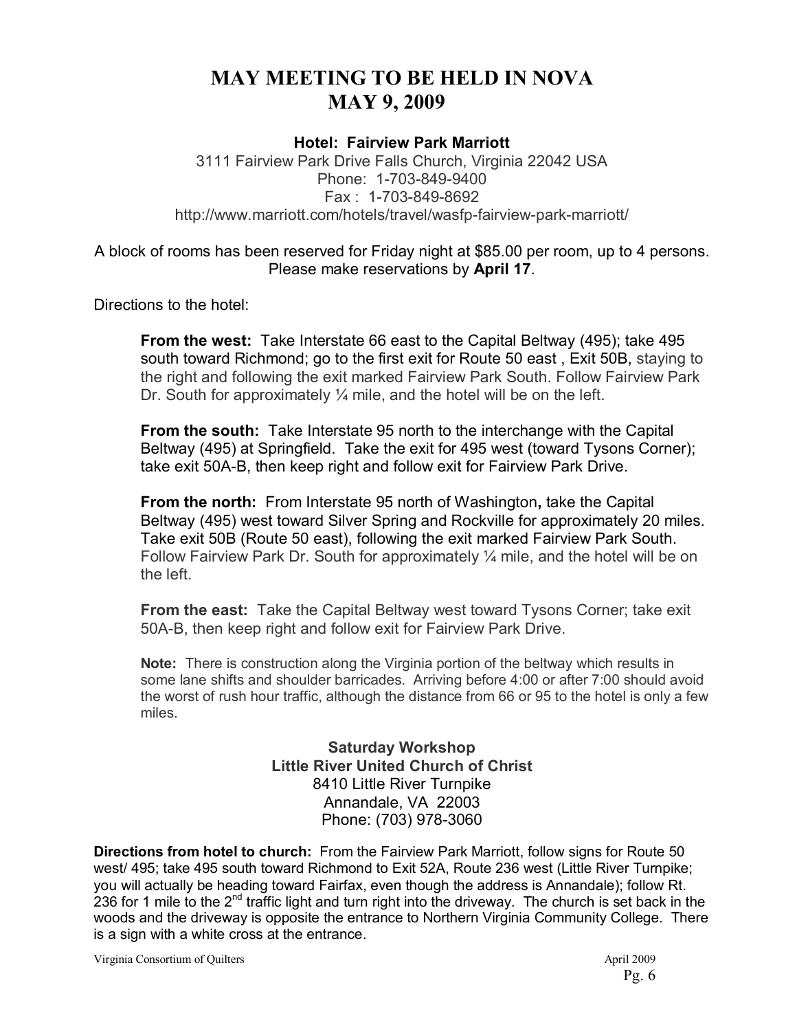# MAY MEETING TO BE HELD IN NOVA
# MAY 9, 2009

**Hotel: Fairview Park Marriott**
3111 Fairview Park Drive Falls Church, Virginia 22042 USA
Phone: 1-703-849-9400
Fax : 1-703-849-8692
http://www.marriott.com/hotels/travel/wasfp-fairview-park-marriott/

A block of rooms has been reserved for Friday night at $85.00 per room, up to 4 persons. Please make reservations by **April 17**.

Directions to the hotel:

**From the west:** Take Interstate 66 east to the Capital Beltway (495); take 495 south toward Richmond; go to the first exit for Route 50 east , Exit 50B, staying to the right and following the exit marked Fairview Park South. Follow Fairview Park Dr. South for approximately ¼ mile, and the hotel will be on the left.

**From the south:** Take Interstate 95 north to the interchange with the Capital Beltway (495) at Springfield. Take the exit for 495 west (toward Tysons Corner); take exit 50A-B, then keep right and follow exit for Fairview Park Drive.

**From the north:** From Interstate 95 north of Washington**,** take the Capital Beltway (495) west toward Silver Spring and Rockville for approximately 20 miles. Take exit 50B (Route 50 east), following the exit marked Fairview Park South. Follow Fairview Park Dr. South for approximately ¼ mile, and the hotel will be on the left.

**From the east:** Take the Capital Beltway west toward Tysons Corner; take exit 50A-B, then keep right and follow exit for Fairview Park Drive.

**Note:** There is construction along the Virginia portion of the beltway which results in some lane shifts and shoulder barricades. Arriving before 4:00 or after 7:00 should avoid the worst of rush hour traffic, although the distance from 66 or 95 to the hotel is only a few miles.

**Saturday Workshop**
**Little River United Church of Christ**
8410 Little River Turnpike
Annandale, VA 22003
Phone: (703) 978-3060

**Directions from hotel to church:** From the Fairview Park Marriott, follow signs for Route 50 west/ 495; take 495 south toward Richmond to Exit 52A, Route 236 west (Little River Turnpike; you will actually be heading toward Fairfax, even though the address is Annandale); follow Rt. 236 for 1 mile to the 2nd traffic light and turn right into the driveway. The church is set back in the woods and the driveway is opposite the entrance to Northern Virginia Community College. There is a sign with a white cross at the entrance.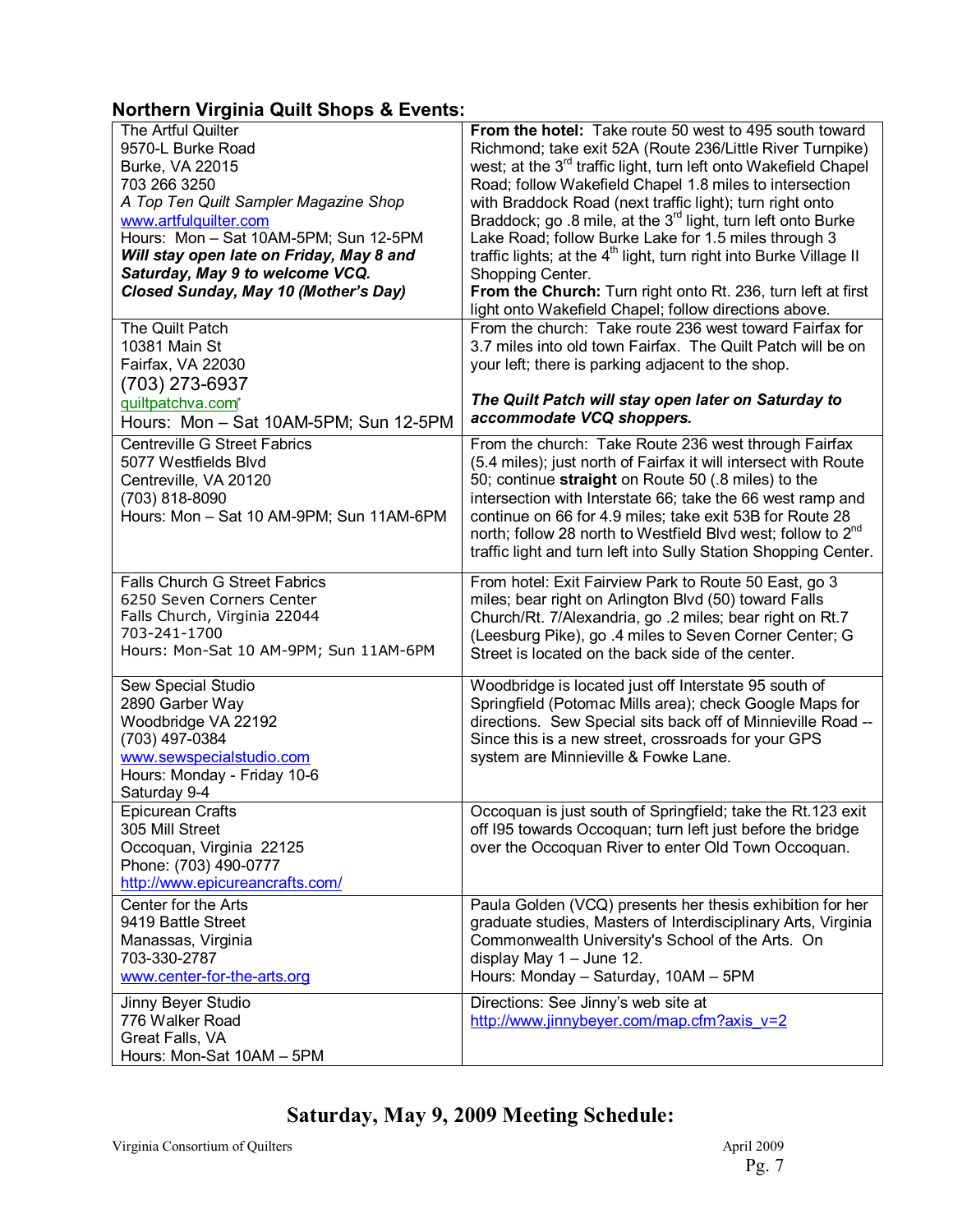## Northern Virginia Quilt Shops & Events:

| | |
|---|---|
| The Artful Quilter<br>9570-L Burke Road<br>Burke, VA 22015<br>703 266 3250<br>*A Top Ten Quilt Sampler Magazine Shop*<br>www.artfulquilter.com<br>Hours: Mon – Sat 10AM-5PM; Sun 12-5PM<br>***Will stay open late on Friday, May 8 and Saturday, May 9 to welcome VCQ.***<br>***Closed Sunday, May 10 (Mother's Day)*** | **From the hotel:** Take route 50 west to 495 south toward Richmond; take exit 52A (Route 236/Little River Turnpike) west; at the 3rd traffic light, turn left onto Wakefield Chapel Road; follow Wakefield Chapel 1.8 miles to intersection with Braddock Road (next traffic light); turn right onto Braddock; go .8 mile, at the 3rd light, turn left onto Burke Lake Road; follow Burke Lake for 1.5 miles through 3 traffic lights; at the 4th light, turn right into Burke Village II Shopping Center.<br>**From the Church:** Turn right onto Rt. 236, turn left at first light onto Wakefield Chapel; follow directions above. |
| The Quilt Patch<br>10381 Main St<br>Fairfax, VA 22030<br>(703) 273-6937<br>quiltpatchva.com<br>Hours: Mon – Sat 10AM-5PM; Sun 12-5PM | From the church: Take route 236 west toward Fairfax for 3.7 miles into old town Fairfax. The Quilt Patch will be on your left; there is parking adjacent to the shop.<br><br>***The Quilt Patch will stay open later on Saturday to accommodate VCQ shoppers.*** |
| Centreville G Street Fabrics<br>5077 Westfields Blvd<br>Centreville, VA 20120<br>(703) 818-8090<br>Hours: Mon – Sat 10 AM-9PM; Sun 11AM-6PM | From the church: Take Route 236 west through Fairfax (5.4 miles); just north of Fairfax it will intersect with Route 50; continue **straight** on Route 50 (.8 miles) to the intersection with Interstate 66; take the 66 west ramp and continue on 66 for 4.9 miles; take exit 53B for Route 28 north; follow 28 north to Westfield Blvd west; follow to 2nd traffic light and turn left into Sully Station Shopping Center. |
| Falls Church G Street Fabrics<br>6250 Seven Corners Center<br>Falls Church, Virginia 22044<br>703-241-1700<br>Hours: Mon-Sat 10 AM-9PM; Sun 11AM-6PM | From hotel: Exit Fairview Park to Route 50 East, go 3 miles; bear right on Arlington Blvd (50) toward Falls Church/Rt. 7/Alexandria, go .2 miles; bear right on Rt.7 (Leesburg Pike), go .4 miles to Seven Corner Center; G Street is located on the back side of the center. |
| Sew Special Studio<br>2890 Garber Way<br>Woodbridge VA 22192<br>(703) 497-0384<br>www.sewspecialstudio.com<br>Hours: Monday - Friday 10-6<br>Saturday 9-4 | Woodbridge is located just off Interstate 95 south of Springfield (Potomac Mills area); check Google Maps for directions. Sew Special sits back off of Minnieville Road -- Since this is a new street, crossroads for your GPS system are Minnieville & Fowke Lane. |
| Epicurean Crafts<br>305 Mill Street<br>Occoquan, Virginia 22125<br>Phone: (703) 490-0777<br>http://www.epicureancrafts.com/ | Occoquan is just south of Springfield; take the Rt.123 exit off I95 towards Occoquan; turn left just before the bridge over the Occoquan River to enter Old Town Occoquan. |
| Center for the Arts<br>9419 Battle Street<br>Manassas, Virginia<br>703-330-2787<br>www.center-for-the-arts.org | Paula Golden (VCQ) presents her thesis exhibition for her graduate studies, Masters of Interdisciplinary Arts, Virginia Commonwealth University's School of the Arts. On display May 1 – June 12.<br>Hours: Monday – Saturday, 10AM – 5PM |
| Jinny Beyer Studio<br>776 Walker Road<br>Great Falls, VA<br>Hours: Mon-Sat 10AM – 5PM | Directions: See Jinny's web site at http://www.jinnybeyer.com/map.cfm?axis_v=2 |

## Saturday, May 9, 2009 Meeting Schedule: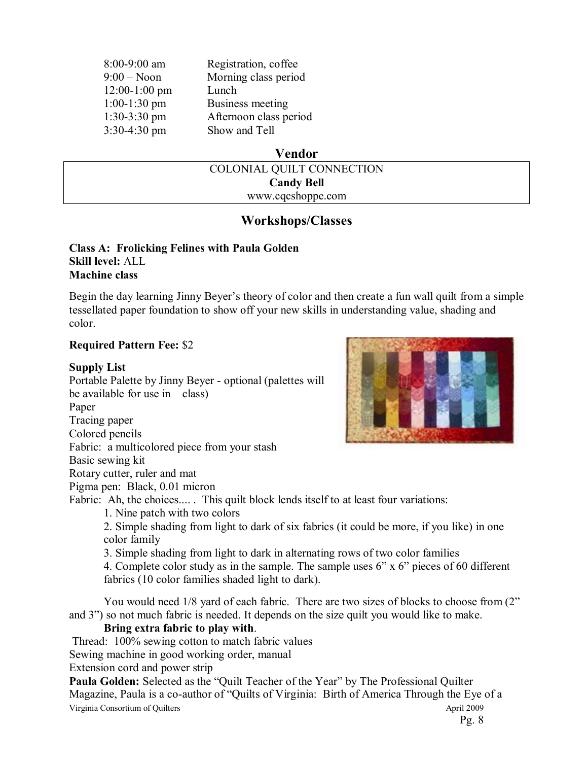| | |
|---|---|
| 8:00-9:00 am | Registration, coffee |
| 9:00 – Noon | Morning class period |
| 12:00-1:00 pm | Lunch |
| 1:00-1:30 pm | Business meeting |
| 1:30-3:30 pm | Afternoon class period |
| 3:30-4:30 pm | Show and Tell |

## Vendor

COLONIAL QUILT CONNECTION
**Candy Bell**
www.cqcshoppe.com

## Workshops/Classes

**Class A: Frolicking Felines with Paula Golden**
**Skill level:** ALL
**Machine class**

Begin the day learning Jinny Beyer's theory of color and then create a fun wall quilt from a simple tessellated paper foundation to show off your new skills in understanding value, shading and color.

**Required Pattern Fee:** $2

**Supply List**
Portable Palette by Jinny Beyer - optional (palettes will be available for use in class)
Paper
Tracing paper
Colored pencils
Fabric: a multicolored piece from your stash
Basic sewing kit
Rotary cutter, ruler and mat
Pigma pen: Black, 0.01 micron
Fabric: Ah, the choices.... . This quilt block lends itself to at least four variations:

1. Nine patch with two colors
2. Simple shading from light to dark of six fabrics (it could be more, if you like) in one color family
3. Simple shading from light to dark in alternating rows of two color families
4. Complete color study as in the sample. The sample uses 6" x 6" pieces of 60 different fabrics (10 color families shaded light to dark).

You would need 1/8 yard of each fabric. There are two sizes of blocks to choose from (2" and 3") so not much fabric is needed. It depends on the size quilt you would like to make.

**Bring extra fabric to play with**.

Thread: 100% sewing cotton to match fabric values
Sewing machine in good working order, manual
Extension cord and power strip

**Paula Golden:** Selected as the "Quilt Teacher of the Year" by The Professional Quilter Magazine, Paula is a co-author of "Quilts of Virginia: Birth of America Through the Eye of a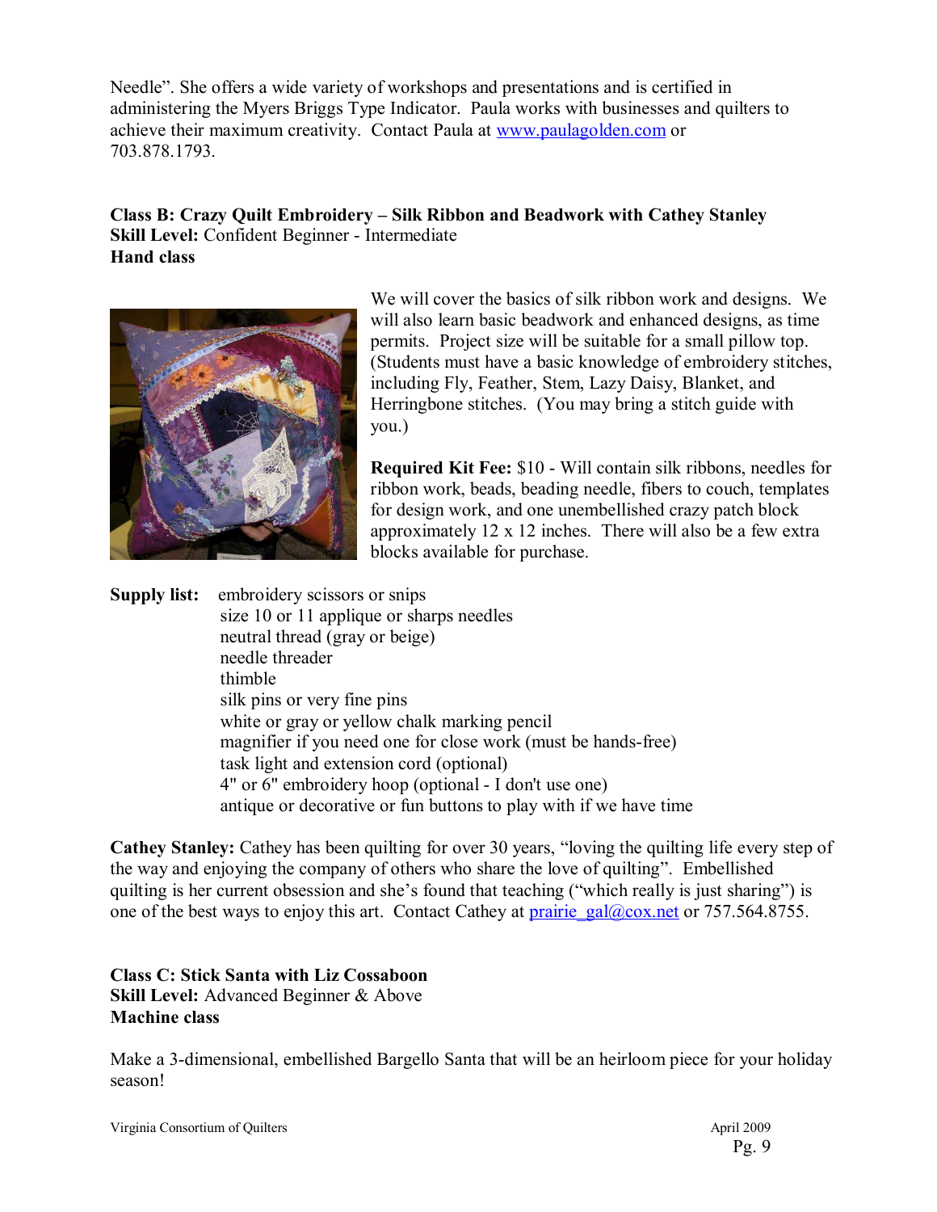Needle". She offers a wide variety of workshops and presentations and is certified in administering the Myers Briggs Type Indicator. Paula works with businesses and quilters to achieve their maximum creativity. Contact Paula at www.paulagolden.com or 703.878.1793.

**Class B: Crazy Quilt Embroidery – Silk Ribbon and Beadwork with Cathey Stanley**
**Skill Level:** Confident Beginner - Intermediate
**Hand class**

We will cover the basics of silk ribbon work and designs. We will also learn basic beadwork and enhanced designs, as time permits. Project size will be suitable for a small pillow top. (Students must have a basic knowledge of embroidery stitches, including Fly, Feather, Stem, Lazy Daisy, Blanket, and Herringbone stitches. (You may bring a stitch guide with you.)

**Required Kit Fee:** $10 - Will contain silk ribbons, needles for ribbon work, beads, beading needle, fibers to couch, templates for design work, and one unembellished crazy patch block approximately 12 x 12 inches. There will also be a few extra blocks available for purchase.

**Supply list:**
- embroidery scissors or snips
- size 10 or 11 applique or sharps needles
- neutral thread (gray or beige)
- needle threader
- thimble
- silk pins or very fine pins
- white or gray or yellow chalk marking pencil
- magnifier if you need one for close work (must be hands-free)
- task light and extension cord (optional)
- 4" or 6" embroidery hoop (optional - I don't use one)
- antique or decorative or fun buttons to play with if we have time

**Cathey Stanley:** Cathey has been quilting for over 30 years, "loving the quilting life every step of the way and enjoying the company of others who share the love of quilting". Embellished quilting is her current obsession and she's found that teaching ("which really is just sharing") is one of the best ways to enjoy this art. Contact Cathey at prairie_gal@cox.net or 757.564.8755.

**Class C: Stick Santa with Liz Cossaboon**
**Skill Level:** Advanced Beginner & Above
**Machine class**

Make a 3-dimensional, embellished Bargello Santa that will be an heirloom piece for your holiday season!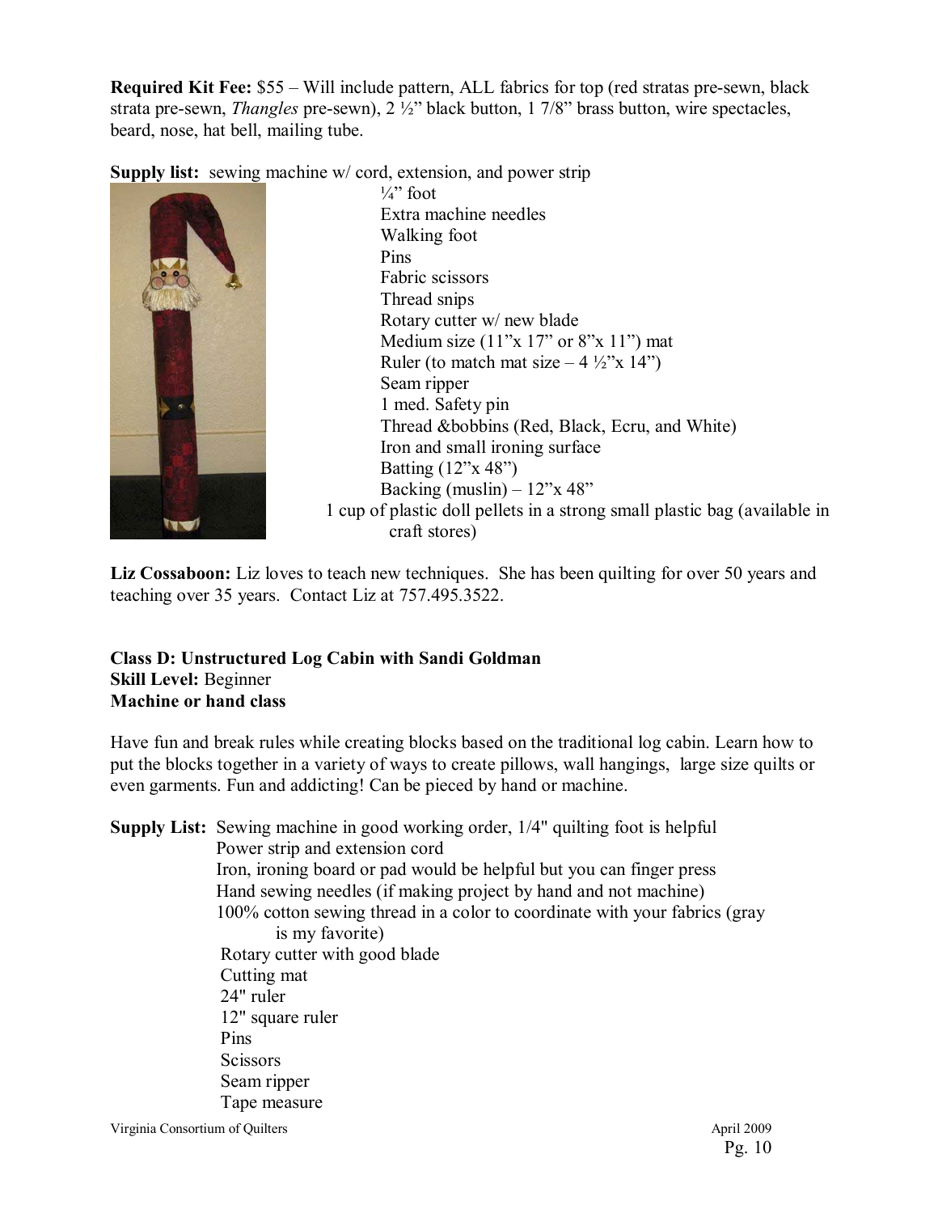**Required Kit Fee:** $55 – Will include pattern, ALL fabrics for top (red stratas pre-sewn, black strata pre-sewn, *Thangles* pre-sewn), 2 ½" black button, 1 7/8" brass button, wire spectacles, beard, nose, hat bell, mailing tube.

**Supply list:** sewing machine w/ cord, extension, and power strip

- ¼" foot
- Extra machine needles
- Walking foot
- Pins
- Fabric scissors
- Thread snips
- Rotary cutter w/ new blade
- Medium size (11"x 17" or 8"x 11") mat
- Ruler (to match mat size – 4 ½"x 14")
- Seam ripper
- 1 med. Safety pin
- Thread &bobbins (Red, Black, Ecru, and White)
- Iron and small ironing surface
- Batting (12"x 48")
- Backing (muslin) – 12"x 48"
- 1 cup of plastic doll pellets in a strong small plastic bag (available in craft stores)

**Liz Cossaboon:** Liz loves to teach new techniques. She has been quilting for over 50 years and teaching over 35 years. Contact Liz at 757.495.3522.

**Class D: Unstructured Log Cabin with Sandi Goldman**
**Skill Level:** Beginner
**Machine or hand class**

Have fun and break rules while creating blocks based on the traditional log cabin. Learn how to put the blocks together in a variety of ways to create pillows, wall hangings, large size quilts or even garments. Fun and addicting! Can be pieced by hand or machine.

**Supply List:** Sewing machine in good working order, 1/4" quilting foot is helpful

- Power strip and extension cord
- Iron, ironing board or pad would be helpful but you can finger press
- Hand sewing needles (if making project by hand and not machine)
- 100% cotton sewing thread in a color to coordinate with your fabrics (gray is my favorite)
- Rotary cutter with good blade
- Cutting mat
- 24" ruler
- 12" square ruler
- Pins
- Scissors
- Seam ripper
- Tape measure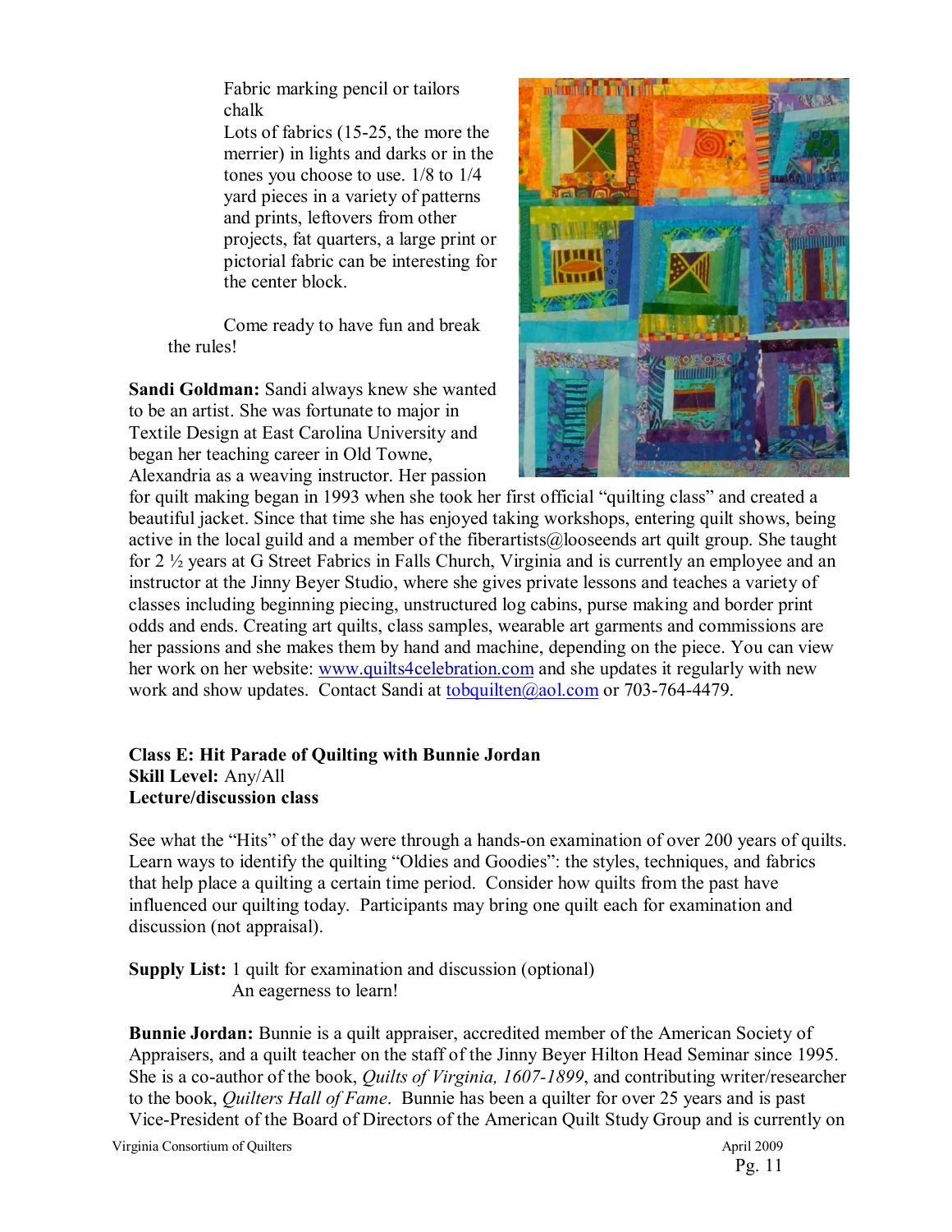Fabric marking pencil or tailors chalk
Lots of fabrics (15-25, the more the merrier) in lights and darks or in the tones you choose to use. 1/8 to 1/4 yard pieces in a variety of patterns and prints, leftovers from other projects, fat quarters, a large print or pictorial fabric can be interesting for the center block.

Come ready to have fun and break the rules!

**Sandi Goldman:** Sandi always knew she wanted to be an artist. She was fortunate to major in Textile Design at East Carolina University and began her teaching career in Old Towne, Alexandria as a weaving instructor. Her passion for quilt making began in 1993 when she took her first official "quilting class" and created a beautiful jacket. Since that time she has enjoyed taking workshops, entering quilt shows, being active in the local guild and a member of the fiberartists@looseends art quilt group. She taught for 2 ½ years at G Street Fabrics in Falls Church, Virginia and is currently an employee and an instructor at the Jinny Beyer Studio, where she gives private lessons and teaches a variety of classes including beginning piecing, unstructured log cabins, purse making and border print odds and ends. Creating art quilts, class samples, wearable art garments and commissions are her passions and she makes them by hand and machine, depending on the piece. You can view her work on her website: www.quilts4celebration.com and she updates it regularly with new work and show updates. Contact Sandi at tobquilten@aol.com or 703-764-4479.

**Class E: Hit Parade of Quilting with Bunnie Jordan**
**Skill Level:** Any/All
**Lecture/discussion class**

See what the "Hits" of the day were through a hands-on examination of over 200 years of quilts. Learn ways to identify the quilting "Oldies and Goodies": the styles, techniques, and fabrics that help place a quilting a certain time period. Consider how quilts from the past have influenced our quilting today. Participants may bring one quilt each for examination and discussion (not appraisal).

**Supply List:** 1 quilt for examination and discussion (optional)
An eagerness to learn!

**Bunnie Jordan:** Bunnie is a quilt appraiser, accredited member of the American Society of Appraisers, and a quilt teacher on the staff of the Jinny Beyer Hilton Head Seminar since 1995. She is a co-author of the book, *Quilts of Virginia, 1607-1899*, and contributing writer/researcher to the book, *Quilters Hall of Fame*. Bunnie has been a quilter for over 25 years and is past Vice-President of the Board of Directors of the American Quilt Study Group and is currently on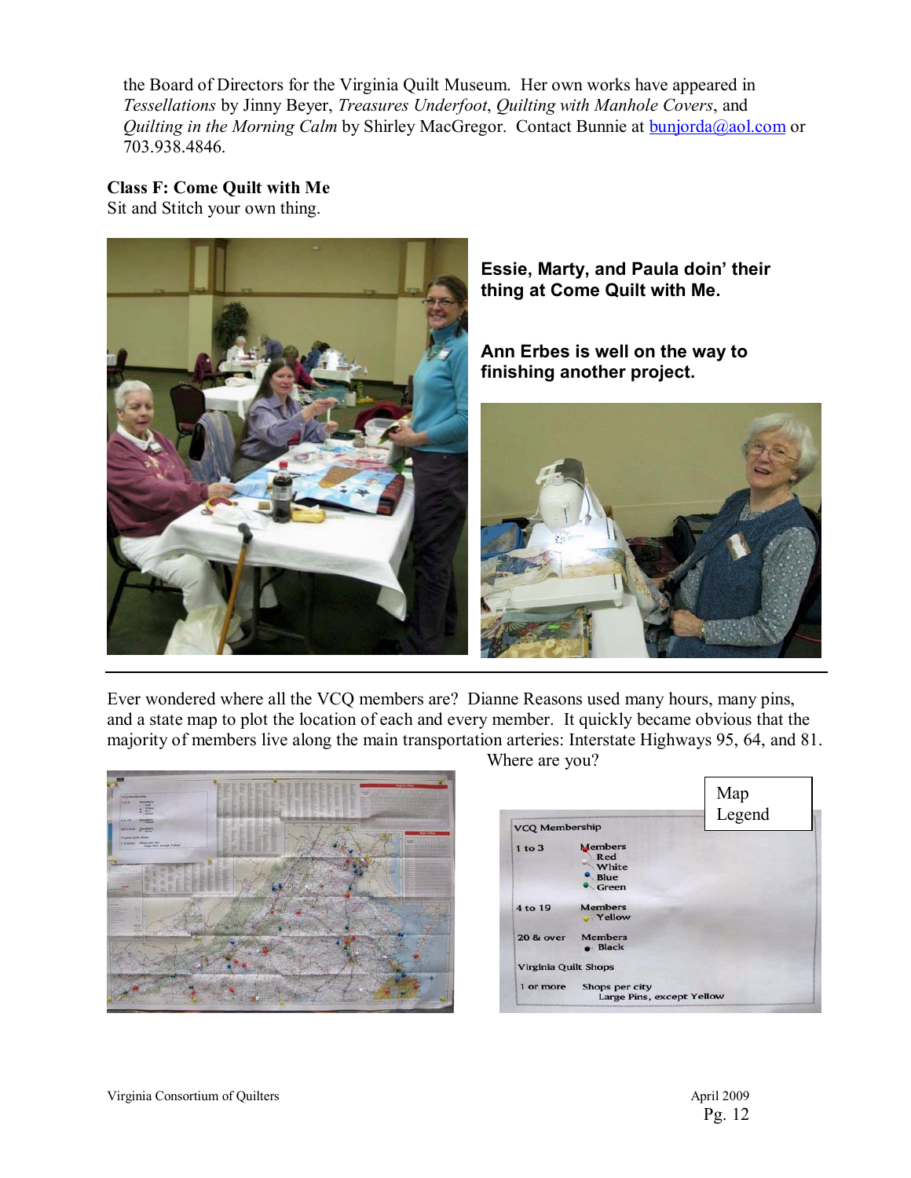the Board of Directors for the Virginia Quilt Museum. Her own works have appeared in *Tessellations* by Jinny Beyer, *Treasures Underfoot*, *Quilting with Manhole Covers*, and *Quilting in the Morning Calm* by Shirley MacGregor. Contact Bunnie at bunjorda@aol.com or 703.938.4846.

**Class F: Come Quilt with Me**
Sit and Stitch your own thing.

**Essie, Marty, and Paula doin' their thing at Come Quilt with Me.**

**Ann Erbes is well on the way to finishing another project.**

---

Ever wondered where all the VCQ members are? Dianne Reasons used many hours, many pins, and a state map to plot the location of each and every member. It quickly became obvious that the majority of members live along the main transportation arteries: Interstate Highways 95, 64, and 81. Where are you?

Map Legend

VCQ Membership

| | | |
|---|---|---|
| 1 to 3 | Members | Red, White, Blue, Green |
| 4 to 19 | Members | Yellow |
| 20 & over | Members | Black |

Virginia Quilt Shops

1 or more Shops per city — Large Pins, except Yellow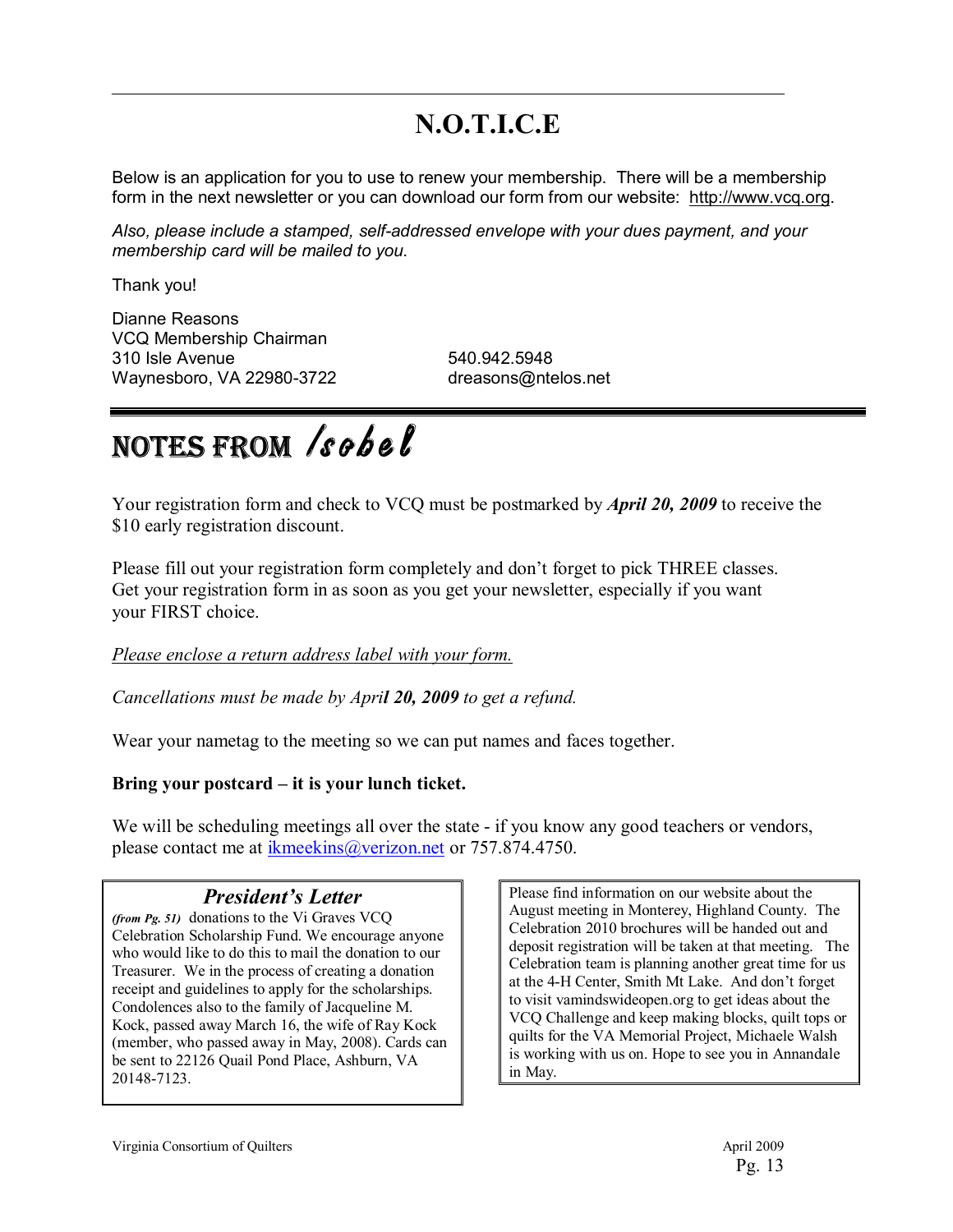# N.O.T.I.C.E

Below is an application for you to use to renew your membership. There will be a membership form in the next newsletter or you can download our form from our website: http://www.vcq.org.

*Also, please include a stamped, self-addressed envelope with your dues payment, and your membership card will be mailed to you.*

Thank you!

Dianne Reasons
VCQ Membership Chairman
310 Isle Avenue
Waynesboro, VA 22980-3722

540.942.5948
dreasons@ntelos.net

# NOTES FROM *Isobel*

Your registration form and check to VCQ must be postmarked by ***April 20, 2009*** to receive the $10 early registration discount.

Please fill out your registration form completely and don't forget to pick THREE classes. Get your registration form in as soon as you get your newsletter, especially if you want your FIRST choice.

*Please enclose a return address label with your form.*

*Cancellations must be made by Apri**l 20, 2009** to get a refund.*

Wear your nametag to the meeting so we can put names and faces together.

**Bring your postcard – it is your lunch ticket.**

We will be scheduling meetings all over the state - if you know any good teachers or vendors, please contact me at ikmeekins@verizon.net or 757.874.4750.

## *President's Letter*

***(from Pg. 5l)*** donations to the Vi Graves VCQ Celebration Scholarship Fund. We encourage anyone who would like to do this to mail the donation to our Treasurer. We in the process of creating a donation receipt and guidelines to apply for the scholarships. Condolences also to the family of Jacqueline M. Kock, passed away March 16, the wife of Ray Kock (member, who passed away in May, 2008). Cards can be sent to 22126 Quail Pond Place, Ashburn, VA 20148-7123.

Please find information on our website about the August meeting in Monterey, Highland County. The Celebration 2010 brochures will be handed out and deposit registration will be taken at that meeting. The Celebration team is planning another great time for us at the 4-H Center, Smith Mt Lake. And don't forget to visit vamindswideopen.org to get ideas about the VCQ Challenge and keep making blocks, quilt tops or quilts for the VA Memorial Project, Michaele Walsh is working with us on. Hope to see you in Annandale in May.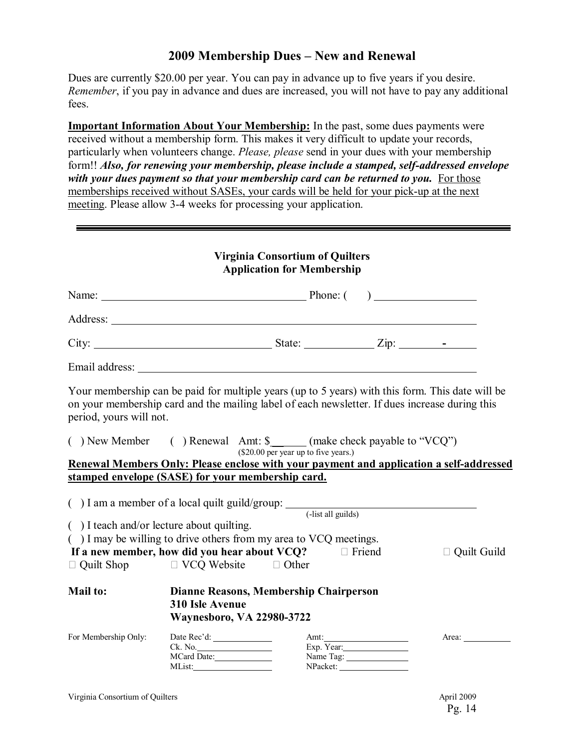## 2009 Membership Dues – New and Renewal

Dues are currently $20.00 per year. You can pay in advance up to five years if you desire. *Remember*, if you pay in advance and dues are increased, you will not have to pay any additional fees.

**Important Information About Your Membership:** In the past, some dues payments were received without a membership form. This makes it very difficult to update your records, particularly when volunteers change. *Please, please* send in your dues with your membership form!! ***Also, for renewing your membership, please include a stamped, self-addressed envelope with your dues payment so that your membership card can be returned to you.*** For those memberships received without SASEs, your cards will be held for your pick-up at the next meeting. Please allow 3-4 weeks for processing your application.

---

### Virginia Consortium of Quilters
### Application for Membership

Name: ______________________________ Phone: ( ) ______________

Address: ______________________________________________________

City: __________________________ State: ___________ Zip: _______-_____

Email address: _________________________________________________

Your membership can be paid for multiple years (up to 5 years) with this form. This date will be on your membership card and the mailing label of each newsletter. If dues increase during this period, yours will not.

( ) New Member ( ) Renewal Amt: $______ (make check payable to "VCQ")
($20.00 per year up to five years.)

**Renewal Members Only: Please enclose with your payment and application a self-addressed stamped envelope (SASE) for your membership card.**

( ) I am a member of a local quilt guild/group: ______________________________
(-list all guilds)

( ) I teach and/or lecture about quilting.

( ) I may be willing to drive others from my area to VCQ meetings.

**If a new member, how did you hear about VCQ?** ☐ Friend ☐ Quilt Guild ☐ Quilt Shop ☐ VCQ Website ☐ Other

**Mail to:** **Dianne Reasons, Membership Chairperson**
**310 Isle Avenue**
**Waynesboro, VA 22980-3722**

For Membership Only: Date Rec'd: __________ Amt: __________ Area: __________
Ck. No. __________ Exp. Year: __________
MCard Date: __________ Name Tag: __________
MList: __________ NPacket: __________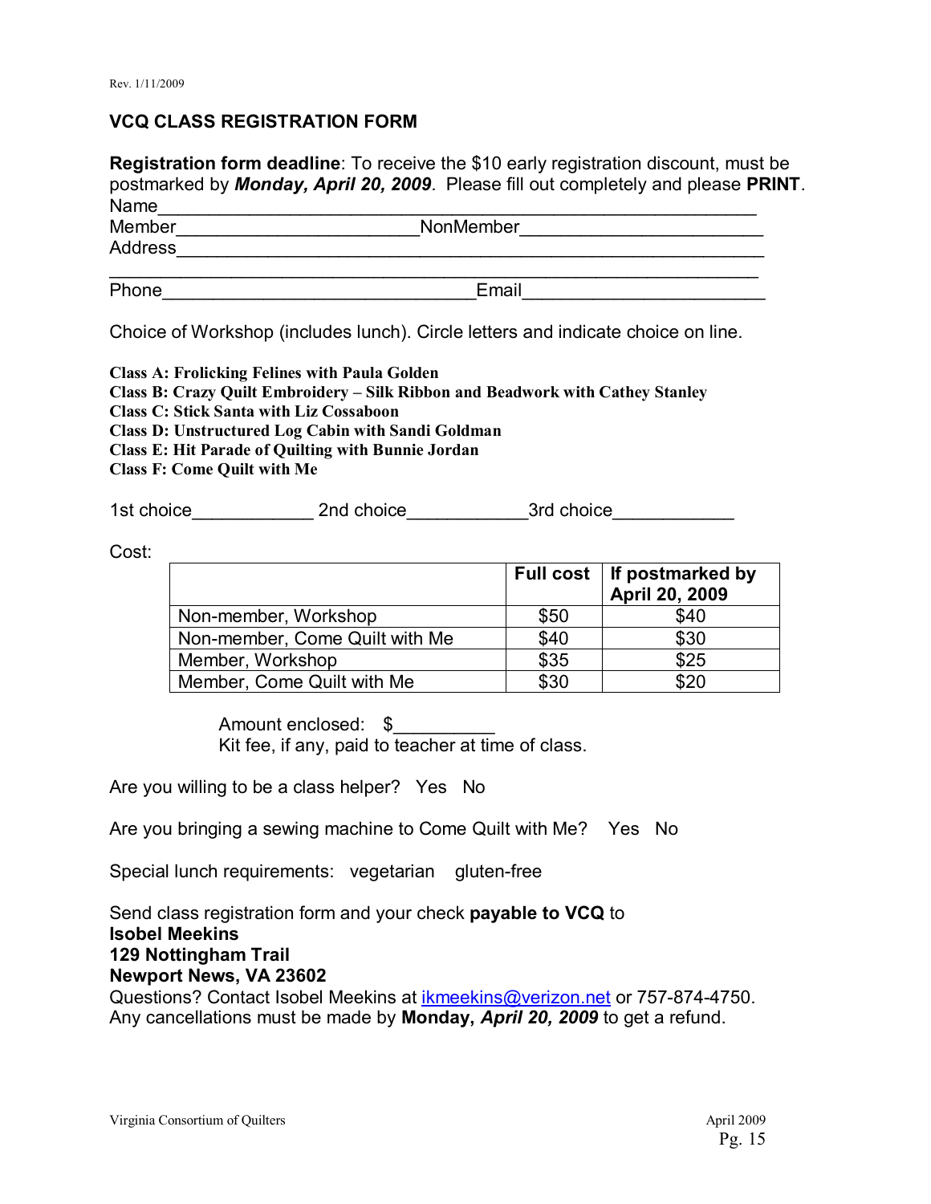Rev. 1/11/2009

## VCQ CLASS REGISTRATION FORM

**Registration form deadline**: To receive the $10 early registration discount, must be postmarked by ***Monday, April 20, 2009***. Please fill out completely and please **PRINT**.

Name_______________________________________________________________

Member_______________________NonMember_______________________

Address_____________________________________________________________

____________________________________________________________________

Phone______________________________Email_______________________

Choice of Workshop (includes lunch). Circle letters and indicate choice on line.

**Class A: Frolicking Felines with Paula Golden**
**Class B: Crazy Quilt Embroidery – Silk Ribbon and Beadwork with Cathey Stanley**
**Class C: Stick Santa with Liz Cossaboon**
**Class D: Unstructured Log Cabin with Sandi Goldman**
**Class E: Hit Parade of Quilting with Bunnie Jordan**
**Class F: Come Quilt with Me**

1st choice____________ 2nd choice____________3rd choice____________

Cost:

| | **Full cost** | **If postmarked by April 20, 2009** |
|---|---|---|
| Non-member, Workshop | $50 | $40 |
| Non-member, Come Quilt with Me | $40 | $30 |
| Member, Workshop | $35 | $25 |
| Member, Come Quilt with Me | $30 | $20 |

Amount enclosed: $__________
Kit fee, if any, paid to teacher at time of class.

Are you willing to be a class helper? Yes No

Are you bringing a sewing machine to Come Quilt with Me? Yes No

Special lunch requirements: vegetarian gluten-free

Send class registration form and your check **payable to VCQ** to
**Isobel Meekins**
**129 Nottingham Trail**
**Newport News, VA 23602**
Questions? Contact Isobel Meekins at ikmeekins@verizon.net or 757-874-4750.
Any cancellations must be made by **Monday, *April 20, 2009*** to get a refund.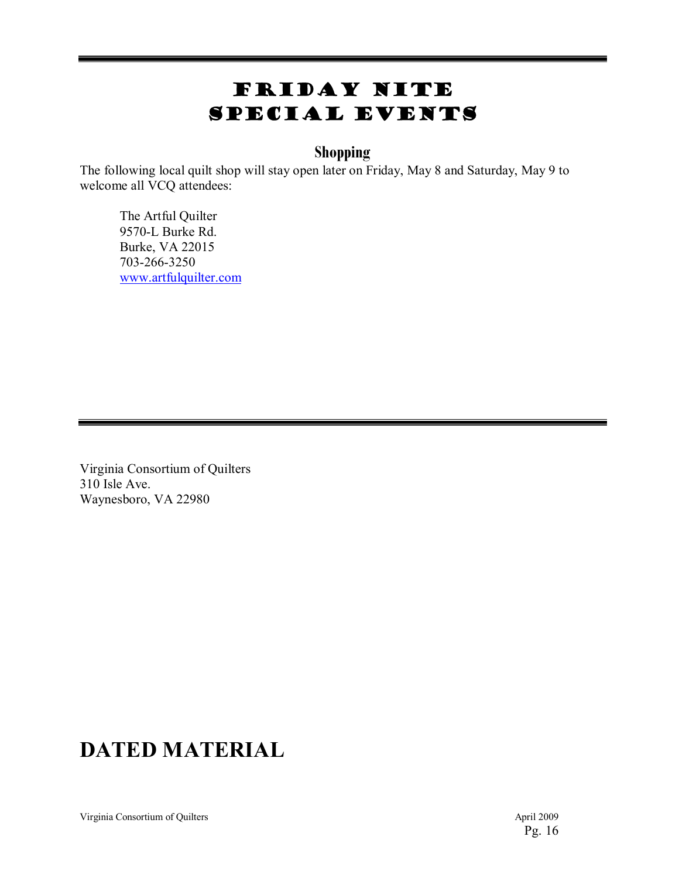# Friday Nite Special Events

## Shopping

The following local quilt shop will stay open later on Friday, May 8 and Saturday, May 9 to welcome all VCQ attendees:

The Artful Quilter
9570-L Burke Rd.
Burke, VA 22015
703-266-3250
www.artfulquilter.com

---

Virginia Consortium of Quilters
310 Isle Ave.
Waynesboro, VA 22980

# DATED MATERIAL